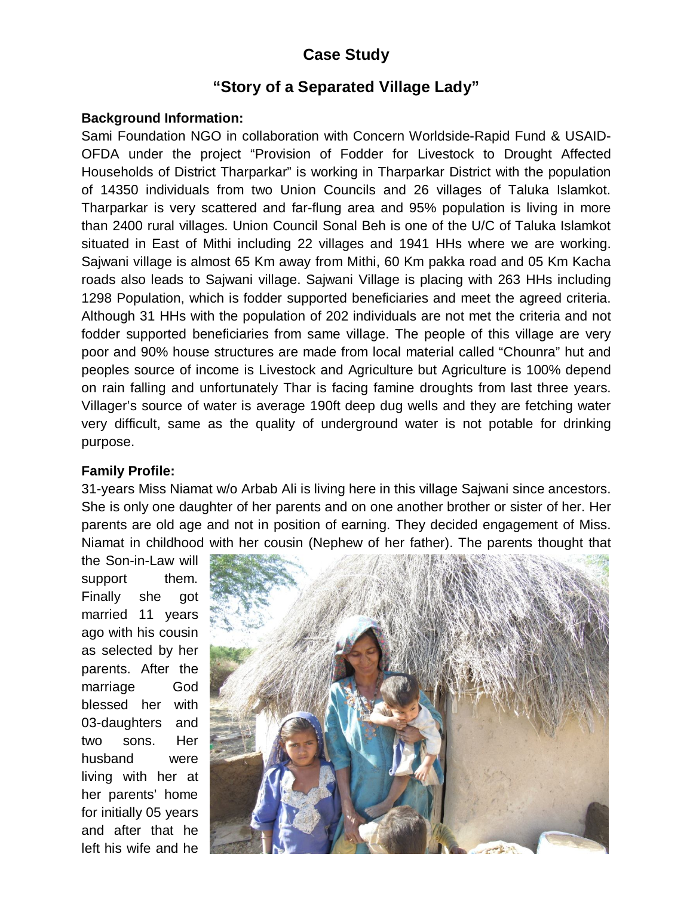# Case Study

## "Story of a Separated Village Lady"

**Background Information:**

Sami Foundation NGO in collaboration with Concern Worldside-Rapid Fund & USAID-OFDA under the project "Provision of Fodder for Livestock to Drought Affected Households of District Tharparkar" is working in Tharparkar District with the population of 14350 individuals from two Union Councils and 26 villages of Taluka Islamkot. Tharparkar is very scattered and far-flung area and 95% population is living in more than 2400 rural villages. Union Council Sonal Beh is one of the U/C of Taluka Islamkot situated in East of Mithi including 22 villages and 1941 HHs where we are working. Sajwani village is almost 65 Km away from Mithi, 60 Km pakka road and 05 Km Kacha roads also leads to Sajwani village. Sajwani Village is placing with 263 HHs including 1298 Population, which is fodder supported beneficiaries and meet the agreed criteria. Although 31 HHs with the population of 202 individuals are not met the criteria and not fodder supported beneficiaries from same village. The people of this village are very poor and 90% house structures are made from local material called "Chounra" hut and peoples source of income is Livestock and Agriculture but Agriculture is 100% depend on rain falling and unfortunately Thar is facing famine droughts from last three years. Villager's source of water is average 190ft deep dug wells and they are fetching water very difficult, same as the quality of underground water is not potable for drinking purpose.

**Family Profile:**

31-years Miss Niamat w/o Arbab Ali is living here in this village Sajwani since ancestors. She is only one daughter of her parents and on one another brother or sister of her. Her parents are old age and not in position of earning. They decided engagement of Miss. Niamat in childhood with her cousin (Nephew of her father). The parents thought that the Son-in-Law will support them. Finally she got married 11 years ago with his cousin as selected by her parents. After the marriage God blessed her with 03-daughters and two sons. Her husband were living with her at her parents' home for initially 05 years and after that he left his wife and he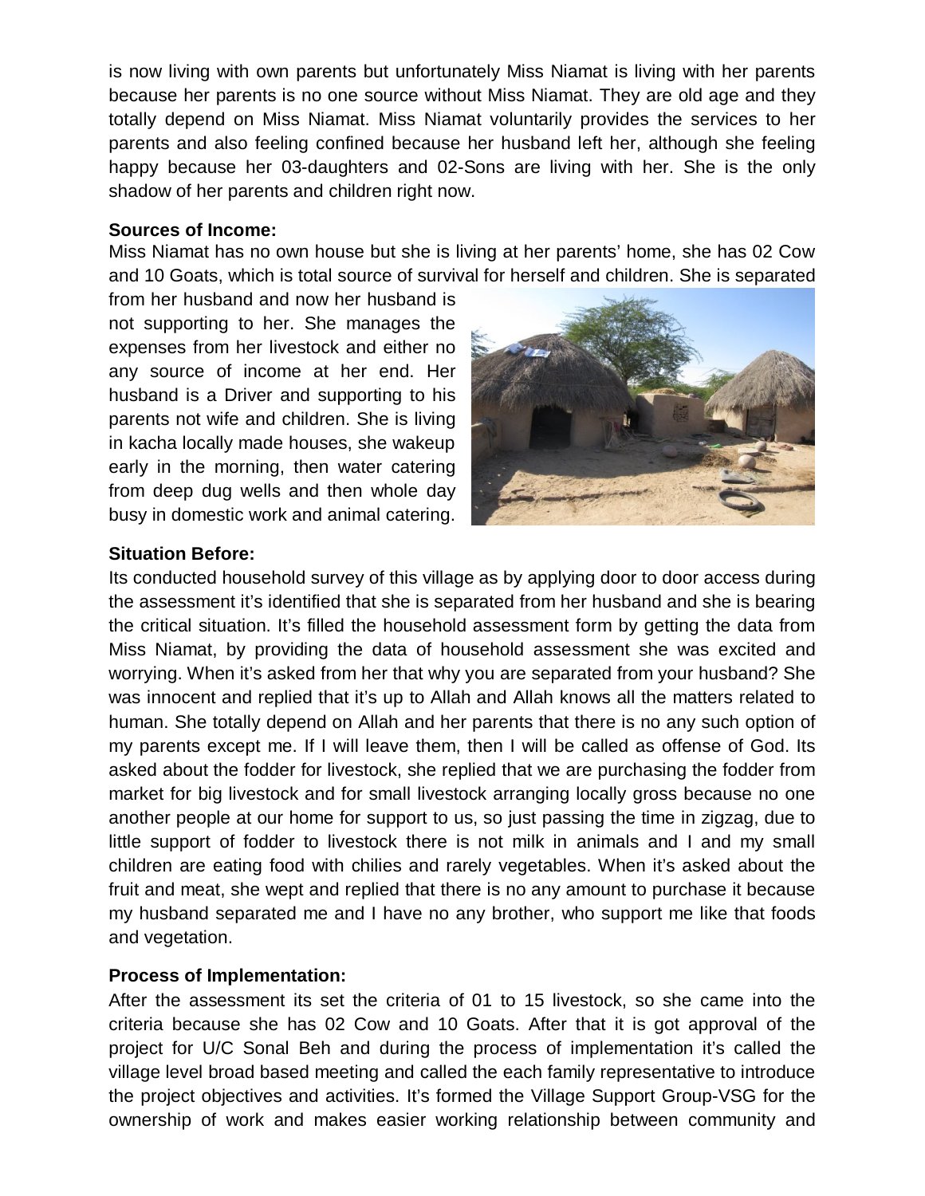is now living with own parents but unfortunately Miss Niamat is living with her parents because her parents is no one source without Miss Niamat. They are old age and they totally depend on Miss Niamat. Miss Niamat voluntarily provides the services to her parents and also feeling confined because her husband left her, although she feeling happy because her 03-daughters and 02-Sons are living with her. She is the only shadow of her parents and children right now.

**Sources of Income:**

Miss Niamat has no own house but she is living at her parents' home, she has 02 Cow and 10 Goats, which is total source of survival for herself and children. She is separated from her husband and now her husband is not supporting to her. She manages the expenses from her livestock and either no any source of income at her end. Her husband is a Driver and supporting to his parents not wife and children. She is living in kacha locally made houses, she wakeup early in the morning, then water catering from deep dug wells and then whole day busy in domestic work and animal catering.

**Situation Before:**

Its conducted household survey of this village as by applying door to door access during the assessment it's identified that she is separated from her husband and she is bearing the critical situation. It's filled the household assessment form by getting the data from Miss Niamat, by providing the data of household assessment she was excited and worrying. When it's asked from her that why you are separated from your husband? She was innocent and replied that it's up to Allah and Allah knows all the matters related to human. She totally depend on Allah and her parents that there is no any such option of my parents except me. If I will leave them, then I will be called as offense of God. Its asked about the fodder for livestock, she replied that we are purchasing the fodder from market for big livestock and for small livestock arranging locally gross because no one another people at our home for support to us, so just passing the time in zigzag, due to little support of fodder to livestock there is not milk in animals and I and my small children are eating food with chilies and rarely vegetables. When it's asked about the fruit and meat, she wept and replied that there is no any amount to purchase it because my husband separated me and I have no any brother, who support me like that foods and vegetation.

**Process of Implementation:**

After the assessment its set the criteria of 01 to 15 livestock, so she came into the criteria because she has 02 Cow and 10 Goats. After that it is got approval of the project for U/C Sonal Beh and during the process of implementation it's called the village level broad based meeting and called the each family representative to introduce the project objectives and activities. It's formed the Village Support Group-VSG for the ownership of work and makes easier working relationship between community and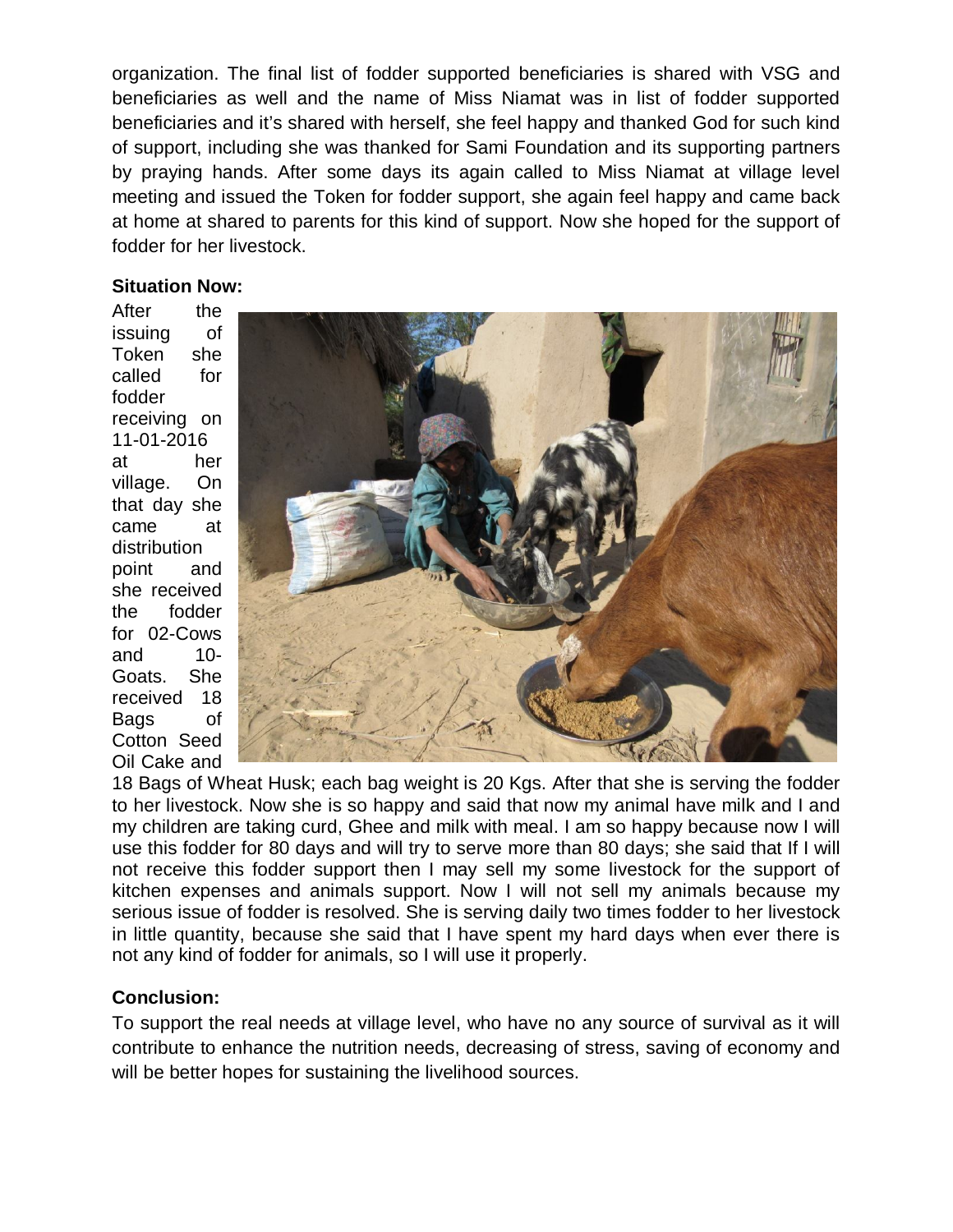organization. The final list of fodder supported beneficiaries is shared with VSG and beneficiaries as well and the name of Miss Niamat was in list of fodder supported beneficiaries and it's shared with herself, she feel happy and thanked God for such kind of support, including she was thanked for Sami Foundation and its supporting partners by praying hands. After some days its again called to Miss Niamat at village level meeting and issued the Token for fodder support, she again feel happy and came back at home at shared to parents for this kind of support. Now she hoped for the support of fodder for her livestock.

**Situation Now:**

After the issuing of Token she called for fodder receiving on 11-01-2016 at her village. On that day she came at distribution point and she received the fodder for 02-Cows and 10-Goats. She received 18 Bags of Cotton Seed Oil Cake and 18 Bags of Wheat Husk; each bag weight is 20 Kgs. After that she is serving the fodder to her livestock. Now she is so happy and said that now my animal have milk and I and my children are taking curd, Ghee and milk with meal. I am so happy because now I will use this fodder for 80 days and will try to serve more than 80 days; she said that If I will not receive this fodder support then I may sell my some livestock for the support of kitchen expenses and animals support. Now I will not sell my animals because my serious issue of fodder is resolved. She is serving daily two times fodder to her livestock in little quantity, because she said that I have spent my hard days when ever there is not any kind of fodder for animals, so I will use it properly.

**Conclusion:**

To support the real needs at village level, who have no any source of survival as it will contribute to enhance the nutrition needs, decreasing of stress, saving of economy and will be better hopes for sustaining the livelihood sources.